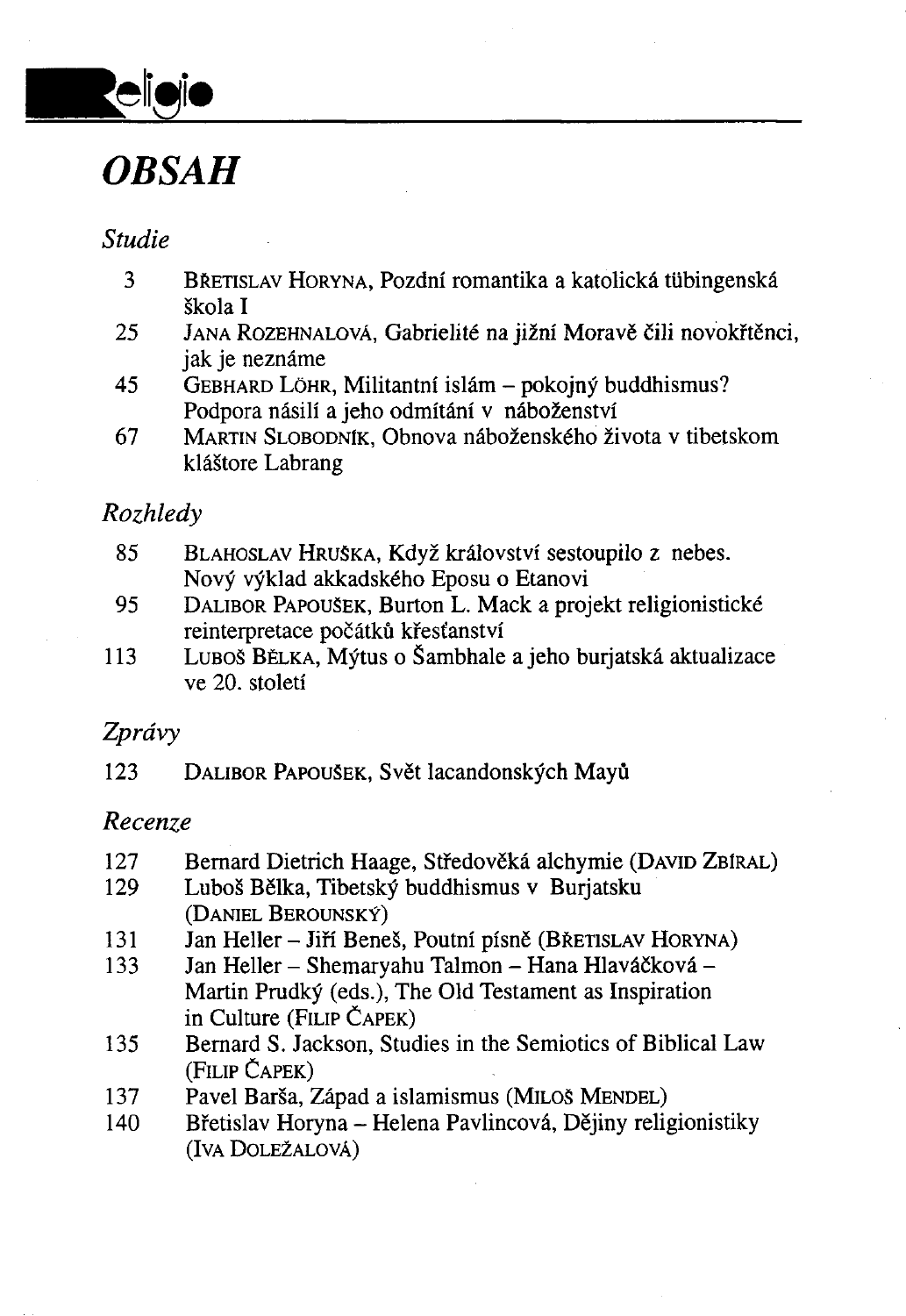# OBSAH

## *Studie*

3 Břetislav Horyna, Pozdní romantika a katolická tübingenská škola I

25 Jana Rozehnalová, Gabrielité na jižní Moravě čili novokřtěnci, jak je neznáme

45 Gebhard Löhr, Militantní islám – pokojný buddhismus? Podpora násilí a jeho odmítání v náboženství

67 Martin Slobodník, Obnova náboženského života v tibetskom kláštore Labrang

## *Rozhledy*

85 Blahoslav Hruška, Když království sestoupilo z nebes. Nový výklad akkadského Eposu o Etanovi

95 Dalibor Papoušek, Burton L. Mack a projekt religionistické reinterpretace počátků křesťanství

113 Luboš Bělka, Mýtus o Šambhale a jeho burjatská aktualizace ve 20. století

## *Zprávy*

123 Dalibor Papoušek, Svět lacandonských Mayů

## *Recenze*

127 Bernard Dietrich Haage, Středověká alchymie (David Zbíral)

129 Luboš Bělka, Tibetský buddhismus v Burjatsku (Daniel Berounský)

131 Jan Heller – Jiří Beneš, Poutní písně (Břetislav Horyna)

133 Jan Heller – Shemaryahu Talmon – Hana Hlaváčková – Martin Prudký (eds.), The Old Testament as Inspiration in Culture (Filip Čapek)

135 Bernard S. Jackson, Studies in the Semiotics of Biblical Law (Filip Čapek)

137 Pavel Barša, Západ a islamismus (Miloš Mendel)

140 Břetislav Horyna – Helena Pavlincová, Dějiny religionistiky (Iva Doležalová)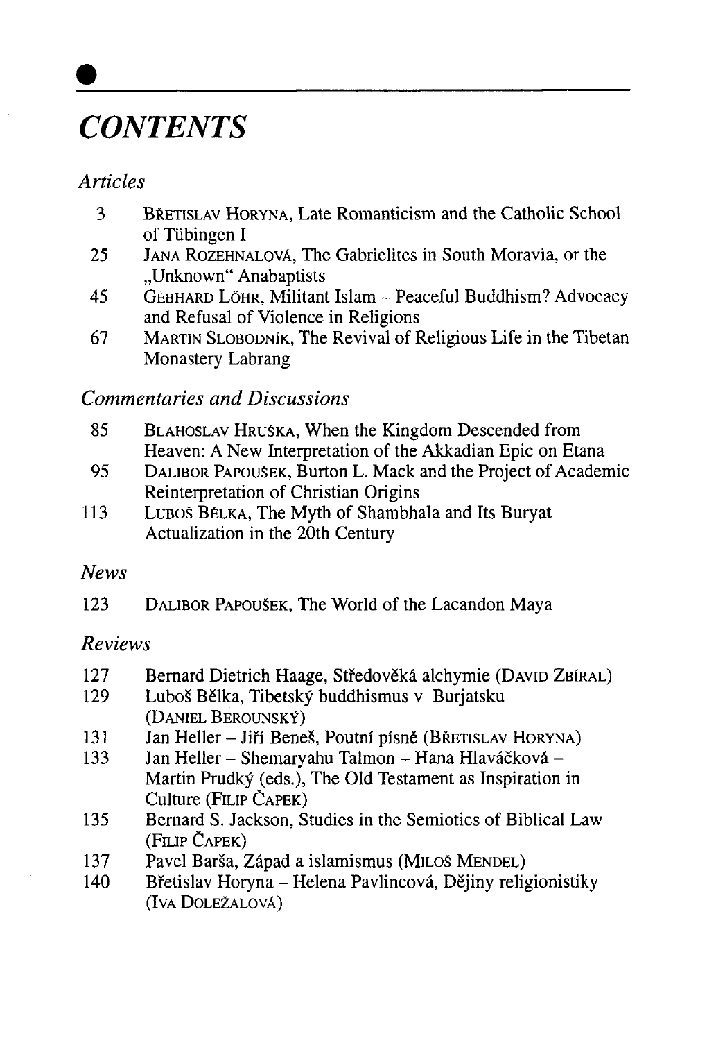# CONTENTS

## Articles

3 BŘETISLAV HORYNA, Late Romanticism and the Catholic School of Tübingen I

25 JANA ROZEHNALOVÁ, The Gabrielites in South Moravia, or the „Unknown" Anabaptists

45 GEBHARD LÖHR, Militant Islam – Peaceful Buddhism? Advocacy and Refusal of Violence in Religions

67 MARTIN SLOBODNÍK, The Revival of Religious Life in the Tibetan Monastery Labrang

## Commentaries and Discussions

85 BLAHOSLAV HRUŠKA, When the Kingdom Descended from Heaven: A New Interpretation of the Akkadian Epic on Etana

95 DALIBOR PAPOUŠEK, Burton L. Mack and the Project of Academic Reinterpretation of Christian Origins

113 LUBOŠ BĚLKA, The Myth of Shambhala and Its Buryat Actualization in the 20th Century

## News

123 DALIBOR PAPOUŠEK, The World of the Lacandon Maya

## Reviews

127 Bernard Dietrich Haage, Středověká alchymie (DAVID ZBÍRAL)

129 Luboš Bělka, Tibetský buddhismus v Burjatsku (DANIEL BEROUNSKÝ)

131 Jan Heller – Jiří Beneš, Poutní písně (BŘETISLAV HORYNA)

133 Jan Heller – Shemaryahu Talmon – Hana Hlaváčková – Martin Prudký (eds.), The Old Testament as Inspiration in Culture (FILIP ČAPEK)

135 Bernard S. Jackson, Studies in the Semiotics of Biblical Law (FILIP ČAPEK)

137 Pavel Barša, Západ a islamismus (MILOŠ MENDEL)

140 Břetislav Horyna – Helena Pavlincová, Dějiny religionistiky (IVA DOLEŽALOVÁ)